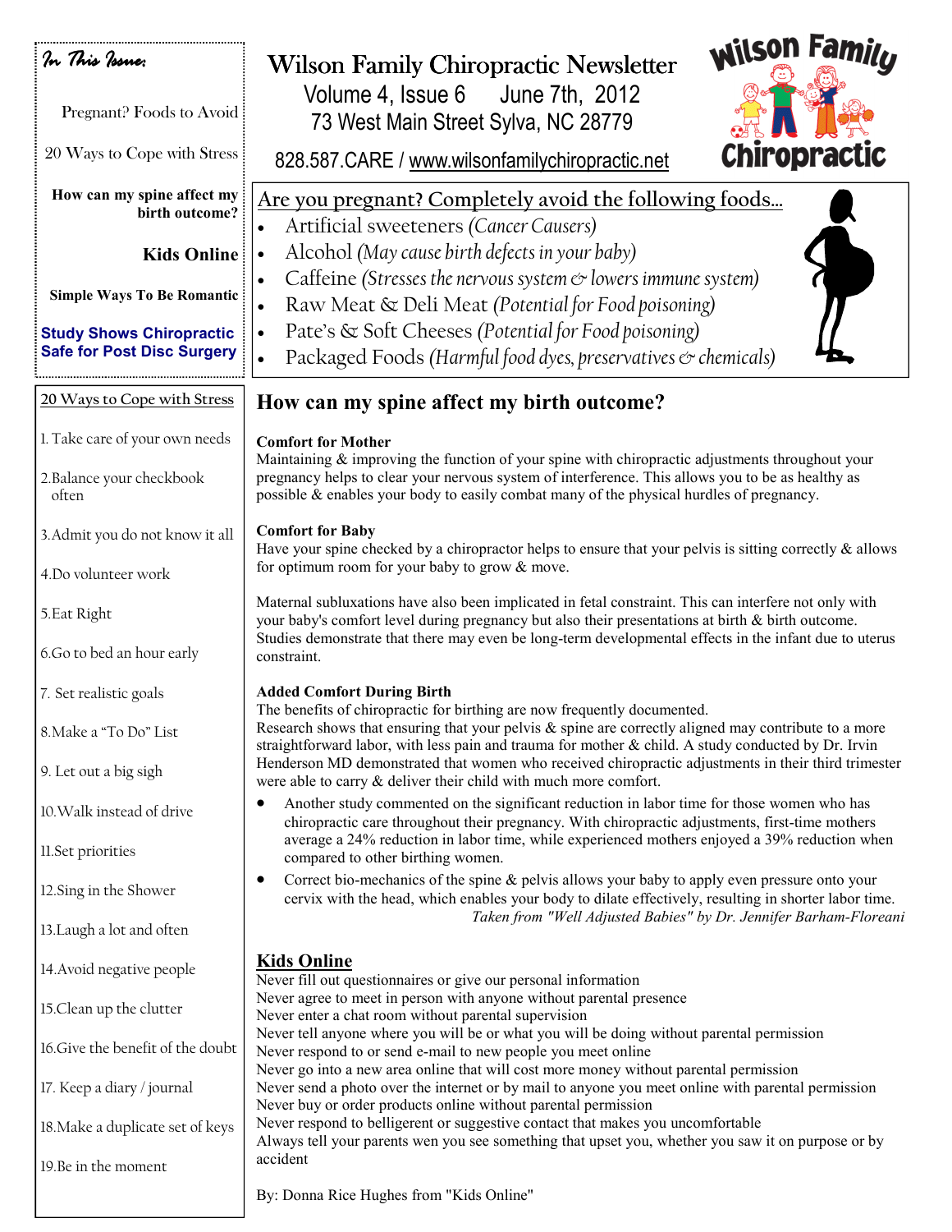# Wilson Family Chiropractic Newsletter

Volume 4, Issue 6 June 7th, 2012

73 West Main Street Sylva, NC 28779

828.587.CARE / www.wilsonfamilychiropractic.net

*In This Issue:*

- Pregnant? Foods to Avoid
- 20 Ways to Cope with Stress
- **How can my spine affect my birth outcome?**
- **Kids Online**
- **Simple Ways To Be Romantic**
- **Study Shows Chiropractic Safe for Post Disc Surgery**

## Are you pregnant? Completely avoid the following foods...

- Artificial sweeteners *(Cancer Causers)*
- Alcohol *(May cause birth defects in your baby)*
- Caffeine *(Stresses the nervous system & lowers immune system)*
- Raw Meat & Deli Meat *(Potential for Food poisoning)*
- Pate's & Soft Cheeses *(Potential for Food poisoning)*
- Packaged Foods *(Harmful food dyes, preservatives & chemicals)*

## 20 Ways to Cope with Stress

1. Take care of your own needs
2. Balance your checkbook often
3. Admit you do not know it all
4. Do volunteer work
5. Eat Right
6. Go to bed an hour early
7. Set realistic goals
8. Make a "To Do" List
9. Let out a big sigh
10. Walk instead of drive
11. Set priorities
12. Sing in the Shower
13. Laugh a lot and often
14. Avoid negative people
15. Clean up the clutter
16. Give the benefit of the doubt
17. Keep a diary / journal
18. Make a duplicate set of keys
19. Be in the moment

## How can my spine affect my birth outcome?

**Comfort for Mother**

Maintaining & improving the function of your spine with chiropractic adjustments throughout your pregnancy helps to clear your nervous system of interference. This allows you to be as healthy as possible & enables your body to easily combat many of the physical hurdles of pregnancy.

**Comfort for Baby**

Have your spine checked by a chiropractor helps to ensure that your pelvis is sitting correctly & allows for optimum room for your baby to grow & move.

Maternal subluxations have also been implicated in fetal constraint. This can interfere not only with your baby's comfort level during pregnancy but also their presentations at birth & birth outcome. Studies demonstrate that there may even be long-term developmental effects in the infant due to uterus constraint.

**Added Comfort During Birth**

The benefits of chiropractic for birthing are now frequently documented.

Research shows that ensuring that your pelvis & spine are correctly aligned may contribute to a more straightforward labor, with less pain and trauma for mother & child. A study conducted by Dr. Irvin Henderson MD demonstrated that women who received chiropractic adjustments in their third trimester were able to carry & deliver their child with much more comfort.

- Another study commented on the significant reduction in labor time for those women who has chiropractic care throughout their pregnancy. With chiropractic adjustments, first-time mothers average a 24% reduction in labor time, while experienced mothers enjoyed a 39% reduction when compared to other birthing women.
- Correct bio-mechanics of the spine & pelvis allows your baby to apply even pressure onto your cervix with the head, which enables your body to dilate effectively, resulting in shorter labor time.

*Taken from "Well Adjusted Babies" by Dr. Jennifer Barham-Floreani*

## Kids Online

Never fill out questionnaires or give our personal information
Never agree to meet in person with anyone without parental presence
Never enter a chat room without parental supervision
Never tell anyone where you will be or what you will be doing without parental permission
Never respond to or send e-mail to new people you meet online
Never go into a new area online that will cost more money without parental permission
Never send a photo over the internet or by mail to anyone you meet online with parental permission
Never buy or order products online without parental permission
Never respond to belligerent or suggestive contact that makes you uncomfortable
Always tell your parents wen you see something that upset you, whether you saw it on purpose or by accident

By: Donna Rice Hughes from "Kids Online"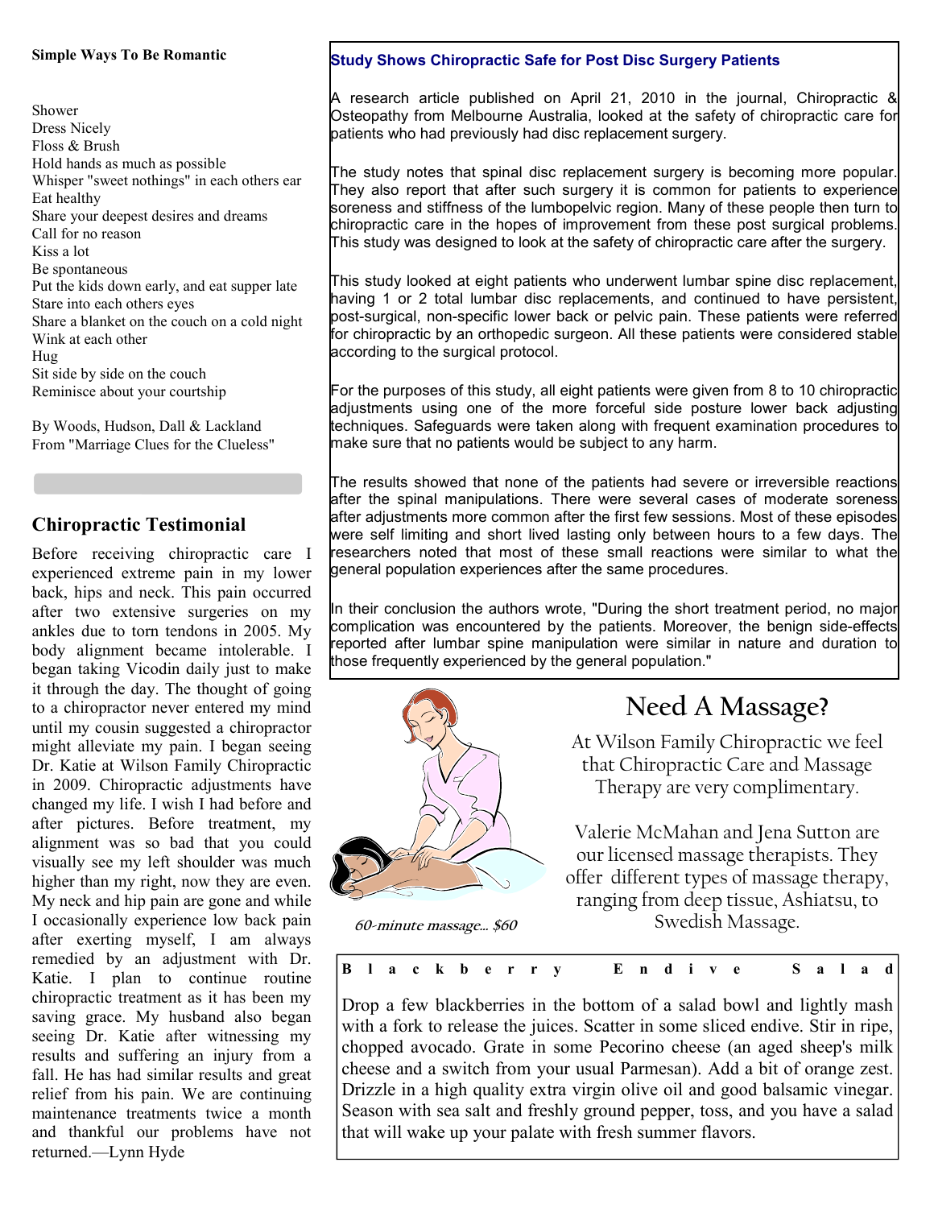### Simple Ways To Be Romantic

Shower
Dress Nicely
Floss & Brush
Hold hands as much as possible
Whisper "sweet nothings" in each others ear
Eat healthy
Share your deepest desires and dreams
Call for no reason
Kiss a lot
Be spontaneous
Put the kids down early, and eat supper late
Stare into each others eyes
Share a blanket on the couch on a cold night
Wink at each other
Hug
Sit side by side on the couch
Reminisce about your courtship

By Woods, Hudson, Dall & Lackland
From "Marriage Clues for the Clueless"

## Chiropractic Testimonial

Before receiving chiropractic care I experienced extreme pain in my lower back, hips and neck. This pain occurred after two extensive surgeries on my ankles due to torn tendons in 2005. My body alignment became intolerable. I began taking Vicodin daily just to make it through the day. The thought of going to a chiropractor never entered my mind until my cousin suggested a chiropractor might alleviate my pain. I began seeing Dr. Katie at Wilson Family Chiropractic in 2009. Chiropractic adjustments have changed my life. I wish I had before and after pictures. Before treatment, my alignment was so bad that you could visually see my left shoulder was much higher than my right, now they are even. My neck and hip pain are gone and while I occasionally experience low back pain after exerting myself, I am always remedied by an adjustment with Dr. Katie. I plan to continue routine chiropractic treatment as it has been my saving grace. My husband also began seeing Dr. Katie after witnessing my results and suffering an injury from a fall. He has had similar results and great relief from his pain. We are continuing maintenance treatments twice a month and thankful our problems have not returned.—Lynn Hyde

## Study Shows Chiropractic Safe for Post Disc Surgery Patients

A research article published on April 21, 2010 in the journal, Chiropractic & Osteopathy from Melbourne Australia, looked at the safety of chiropractic care for patients who had previously had disc replacement surgery.

The study notes that spinal disc replacement surgery is becoming more popular. They also report that after such surgery it is common for patients to experience soreness and stiffness of the lumbopelvic region. Many of these people then turn to chiropractic care in the hopes of improvement from these post surgical problems. This study was designed to look at the safety of chiropractic care after the surgery.

This study looked at eight patients who underwent lumbar spine disc replacement, having 1 or 2 total lumbar disc replacements, and continued to have persistent, post-surgical, non-specific lower back or pelvic pain. These patients were referred for chiropractic by an orthopedic surgeon. All these patients were considered stable according to the surgical protocol.

For the purposes of this study, all eight patients were given from 8 to 10 chiropractic adjustments using one of the more forceful side posture lower back adjusting techniques. Safeguards were taken along with frequent examination procedures to make sure that no patients would be subject to any harm.

The results showed that none of the patients had severe or irreversible reactions after the spinal manipulations. There were several cases of moderate soreness after adjustments more common after the first few sessions. Most of these episodes were self limiting and short lived lasting only between hours to a few days. The researchers noted that most of these small reactions were similar to what the general population experiences after the same procedures.

In their conclusion the authors wrote, "During the short treatment period, no major complication was encountered by the patients. Moreover, the benign side-effects reported after lumbar spine manipulation were similar in nature and duration to those frequently experienced by the general population."

## Need A Massage?

At Wilson Family Chiropractic we feel that Chiropractic Care and Massage Therapy are very complimentary.

Valerie McMahan and Jena Sutton are our licensed massage therapists. They offer different types of massage therapy, ranging from deep tissue, Ashiatsu, to Swedish Massage.

*60-minute massage... $60*

### Blackberry Endive Salad

Drop a few blackberries in the bottom of a salad bowl and lightly mash with a fork to release the juices. Scatter in some sliced endive. Stir in ripe, chopped avocado. Grate in some Pecorino cheese (an aged sheep's milk cheese and a switch from your usual Parmesan). Add a bit of orange zest. Drizzle in a high quality extra virgin olive oil and good balsamic vinegar. Season with sea salt and freshly ground pepper, toss, and you have a salad that will wake up your palate with fresh summer flavors.